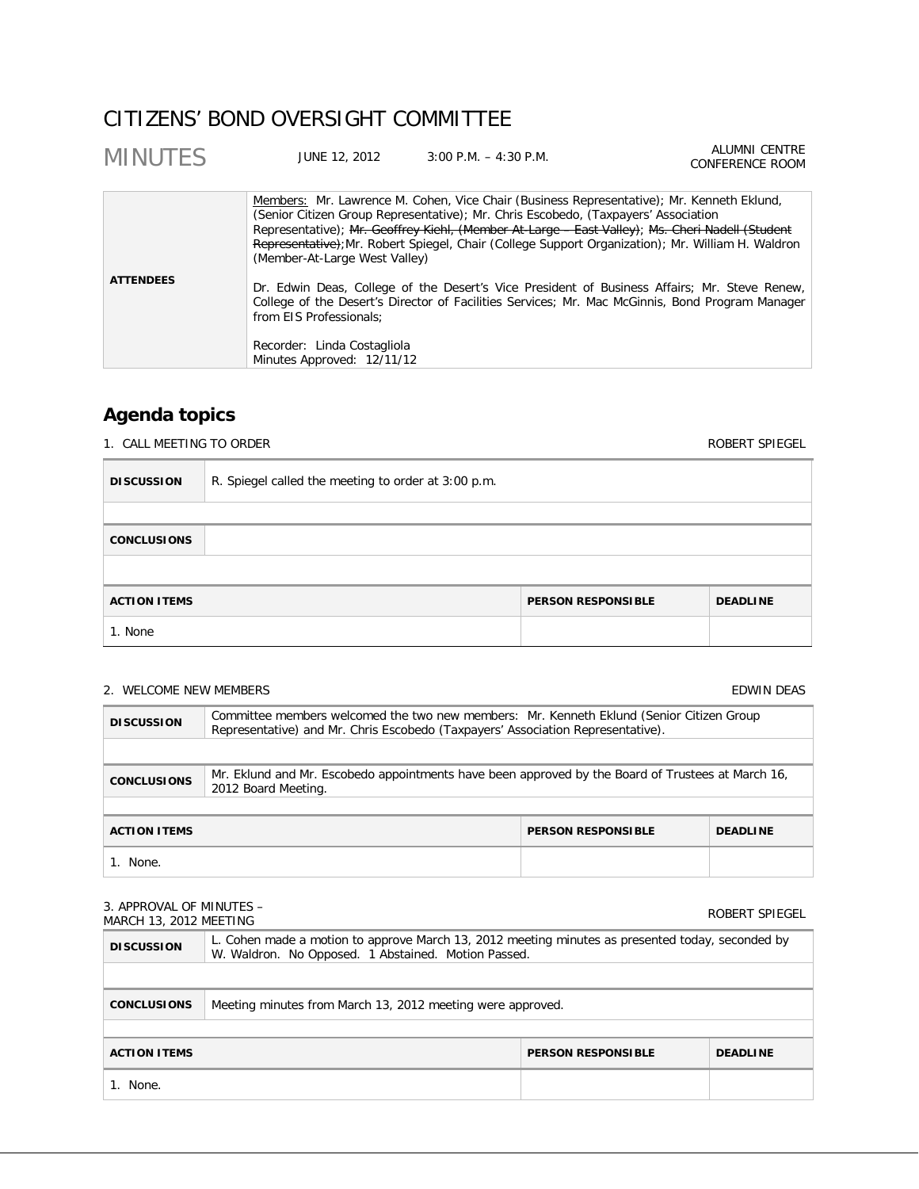# CITIZENS' BOND OVERSIGHT COMMITTEE

## MINUTES

JUNE 12, 2012 | 3:00 P.M. – 4:30 P.M. | ALUMNI CENTRE CONFERENCE ROOM

| | |
|---|---|
| **ATTENDEES** | Members: Mr. Lawrence M. Cohen, Vice Chair (Business Representative); Mr. Kenneth Eklund, (Senior Citizen Group Representative); Mr. Chris Escobedo, (Taxpayers' Association Representative); ~~Mr. Geoffrey Kiehl, (Member-At-Large – East Valley)~~; ~~Ms. Cheri Nadell (Student Representative)~~; Mr. Robert Spiegel, Chair (College Support Organization); Mr. William H. Waldron (Member-At-Large West Valley)<br><br>Dr. Edwin Deas, College of the Desert's Vice President of Business Affairs; Mr. Steve Renew, College of the Desert's Director of Facilities Services; Mr. Mac McGinnis, Bond Program Manager from EIS Professionals;<br><br>Recorder: Linda Costagliola<br>Minutes Approved: 12/11/12 |

## Agenda topics

### 1. CALL MEETING TO ORDER — ROBERT SPIEGEL

| | |
|---|---|
| **DISCUSSION** | R. Spiegel called the meeting to order at 3:00 p.m. |
| **CONCLUSIONS** | |

| ACTION ITEMS | PERSON RESPONSIBLE | DEADLINE |
|---|---|---|
| 1. None | | |

### 2. WELCOME NEW MEMBERS — EDWIN DEAS

| | |
|---|---|
| **DISCUSSION** | Committee members welcomed the two new members: Mr. Kenneth Eklund (Senior Citizen Group Representative) and Mr. Chris Escobedo (Taxpayers' Association Representative). |
| **CONCLUSIONS** | Mr. Eklund and Mr. Escobedo appointments have been approved by the Board of Trustees at March 16, 2012 Board Meeting. |

| ACTION ITEMS | PERSON RESPONSIBLE | DEADLINE |
|---|---|---|
| 1. None. | | |

### 3. APPROVAL OF MINUTES – MARCH 13, 2012 MEETING — ROBERT SPIEGEL

| | |
|---|---|
| **DISCUSSION** | L. Cohen made a motion to approve March 13, 2012 meeting minutes as presented today, seconded by W. Waldron. No Opposed. 1 Abstained. Motion Passed. |
| **CONCLUSIONS** | Meeting minutes from March 13, 2012 meeting were approved. |

| ACTION ITEMS | PERSON RESPONSIBLE | DEADLINE |
|---|---|---|
| 1. None. | | |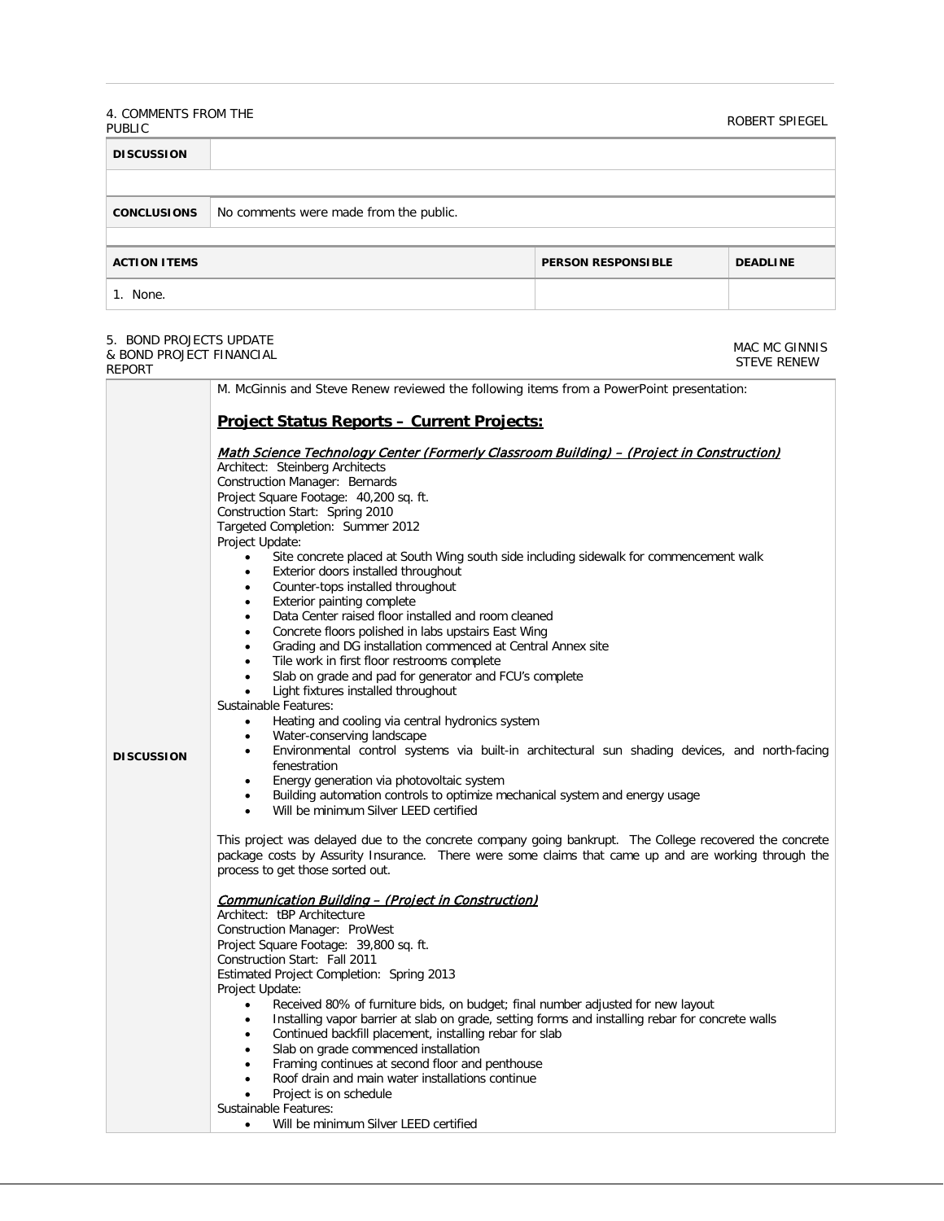4. COMMENTS FROM THE PUBLIC — ROBERT SPIEGEL

| **DISCUSSION** | |
|---|---|
| **CONCLUSIONS** | No comments were made from the public. |

| **ACTION ITEMS** | **PERSON RESPONSIBLE** | **DEADLINE** |
|---|---|---|
| 1. None. | | |

5. BOND PROJECTS UPDATE & BOND PROJECT FINANCIAL REPORT — MAC MC GINNIS, STEVE RENEW

**DISCUSSION**

M. McGinnis and Steve Renew reviewed the following items from a PowerPoint presentation:

## Project Status Reports – Current Projects:

***Math Science Technology Center (Formerly Classroom Building) – (Project in Construction)***

Architect: Steinberg Architects
Construction Manager: Bernards
Project Square Footage: 40,200 sq. ft.
Construction Start: Spring 2010
Targeted Completion: Summer 2012
Project Update:

- Site concrete placed at South Wing south side including sidewalk for commencement walk
- Exterior doors installed throughout
- Counter-tops installed throughout
- Exterior painting complete
- Data Center raised floor installed and room cleaned
- Concrete floors polished in labs upstairs East Wing
- Grading and DG installation commenced at Central Annex site
- Tile work in first floor restrooms complete
- Slab on grade and pad for generator and FCU's complete
- Light fixtures installed throughout

Sustainable Features:

- Heating and cooling via central hydronics system
- Water-conserving landscape
- Environmental control systems via built-in architectural sun shading devices, and north-facing fenestration
- Energy generation via photovoltaic system
- Building automation controls to optimize mechanical system and energy usage
- Will be minimum Silver LEED certified

This project was delayed due to the concrete company going bankrupt. The College recovered the concrete package costs by Assurity Insurance. There were some claims that came up and are working through the process to get those sorted out.

***Communication Building – (Project in Construction)***

Architect: tBP Architecture
Construction Manager: ProWest
Project Square Footage: 39,800 sq. ft.
Construction Start: Fall 2011
Estimated Project Completion: Spring 2013
Project Update:

- Received 80% of furniture bids, on budget; final number adjusted for new layout
- Installing vapor barrier at slab on grade, setting forms and installing rebar for concrete walls
- Continued backfill placement, installing rebar for slab
- Slab on grade commenced installation
- Framing continues at second floor and penthouse
- Roof drain and main water installations continue
- Project is on schedule

Sustainable Features:

- Will be minimum Silver LEED certified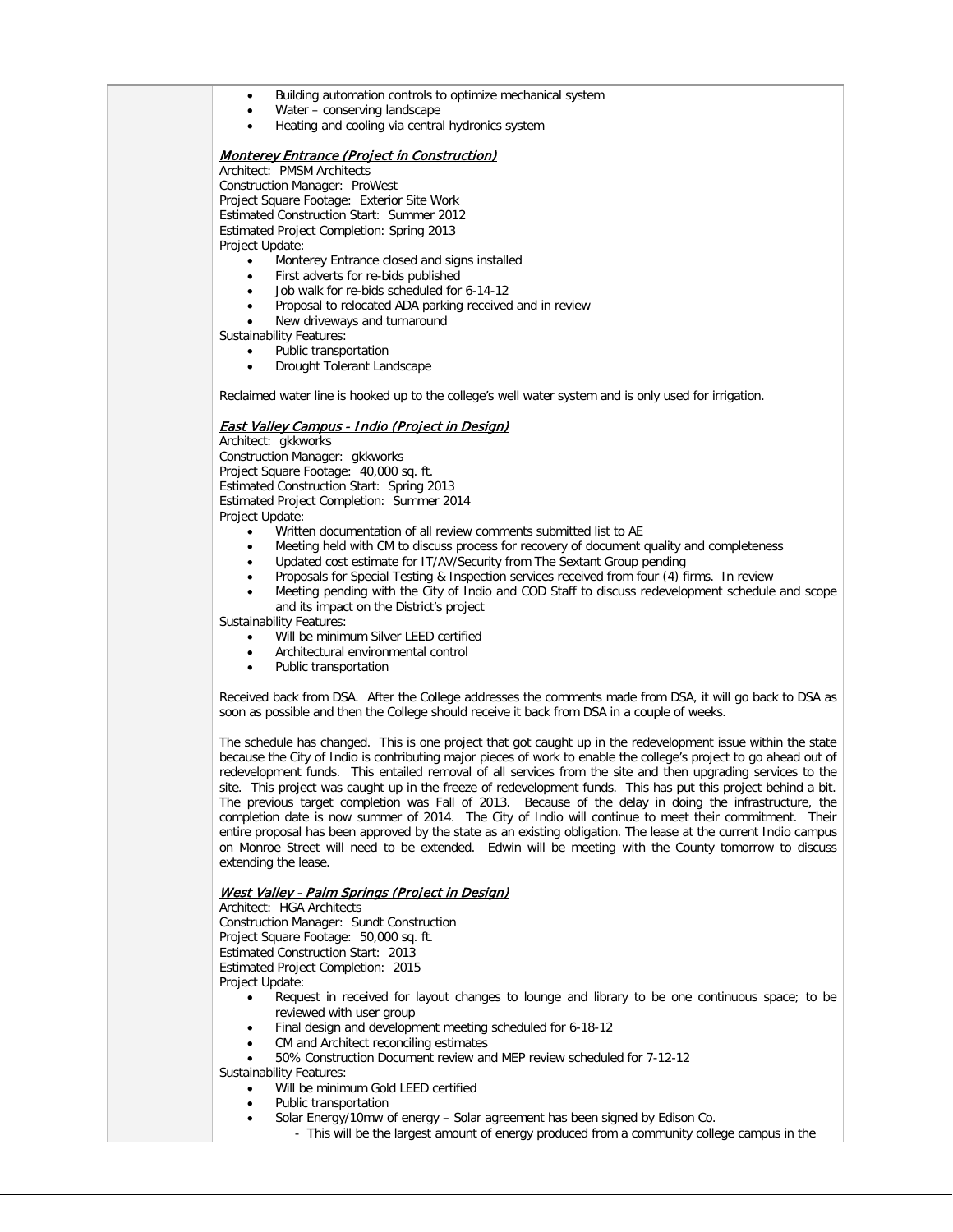- Building automation controls to optimize mechanical system
- Water – conserving landscape
- Heating and cooling via central hydronics system

***Monterey Entrance (Project in Construction)***

Architect: PMSM Architects
Construction Manager: ProWest
Project Square Footage: Exterior Site Work
Estimated Construction Start: Summer 2012
Estimated Project Completion: Spring 2013
Project Update:

- Monterey Entrance closed and signs installed
- First adverts for re-bids published
- Job walk for re-bids scheduled for 6-14-12
- Proposal to relocated ADA parking received and in review
- New driveways and turnaround

Sustainability Features:

- Public transportation
- Drought Tolerant Landscape

Reclaimed water line is hooked up to the college's well water system and is only used for irrigation.

***East Valley Campus - Indio (Project in Design)***

Architect: gkkworks
Construction Manager: gkkworks
Project Square Footage: 40,000 sq. ft.
Estimated Construction Start: Spring 2013
Estimated Project Completion: Summer 2014
Project Update:

- Written documentation of all review comments submitted list to AE
- Meeting held with CM to discuss process for recovery of document quality and completeness
- Updated cost estimate for IT/AV/Security from The Sextant Group pending
- Proposals for Special Testing & Inspection services received from four (4) firms. In review
- Meeting pending with the City of Indio and COD Staff to discuss redevelopment schedule and scope and its impact on the District's project

Sustainability Features:

- Will be minimum Silver LEED certified
- Architectural environmental control
- Public transportation

Received back from DSA. After the College addresses the comments made from DSA, it will go back to DSA as soon as possible and then the College should receive it back from DSA in a couple of weeks.

The schedule has changed. This is one project that got caught up in the redevelopment issue within the state because the City of Indio is contributing major pieces of work to enable the college's project to go ahead out of redevelopment funds. This entailed removal of all services from the site and then upgrading services to the site. This project was caught up in the freeze of redevelopment funds. This has put this project behind a bit. The previous target completion was Fall of 2013. Because of the delay in doing the infrastructure, the completion date is now summer of 2014. The City of Indio will continue to meet their commitment. Their entire proposal has been approved by the state as an existing obligation. The lease at the current Indio campus on Monroe Street will need to be extended. Edwin will be meeting with the County tomorrow to discuss extending the lease.

***West Valley - Palm Springs (Project in Design)***

Architect: HGA Architects
Construction Manager: Sundt Construction
Project Square Footage: 50,000 sq. ft.
Estimated Construction Start: 2013
Estimated Project Completion: 2015
Project Update:

- Request in received for layout changes to lounge and library to be one continuous space; to be reviewed with user group
- Final design and development meeting scheduled for 6-18-12
- CM and Architect reconciling estimates
- 50% Construction Document review and MEP review scheduled for 7-12-12

Sustainability Features:

- Will be minimum Gold LEED certified
- Public transportation
- Solar Energy/10mw of energy – Solar agreement has been signed by Edison Co.
  - This will be the largest amount of energy produced from a community college campus in the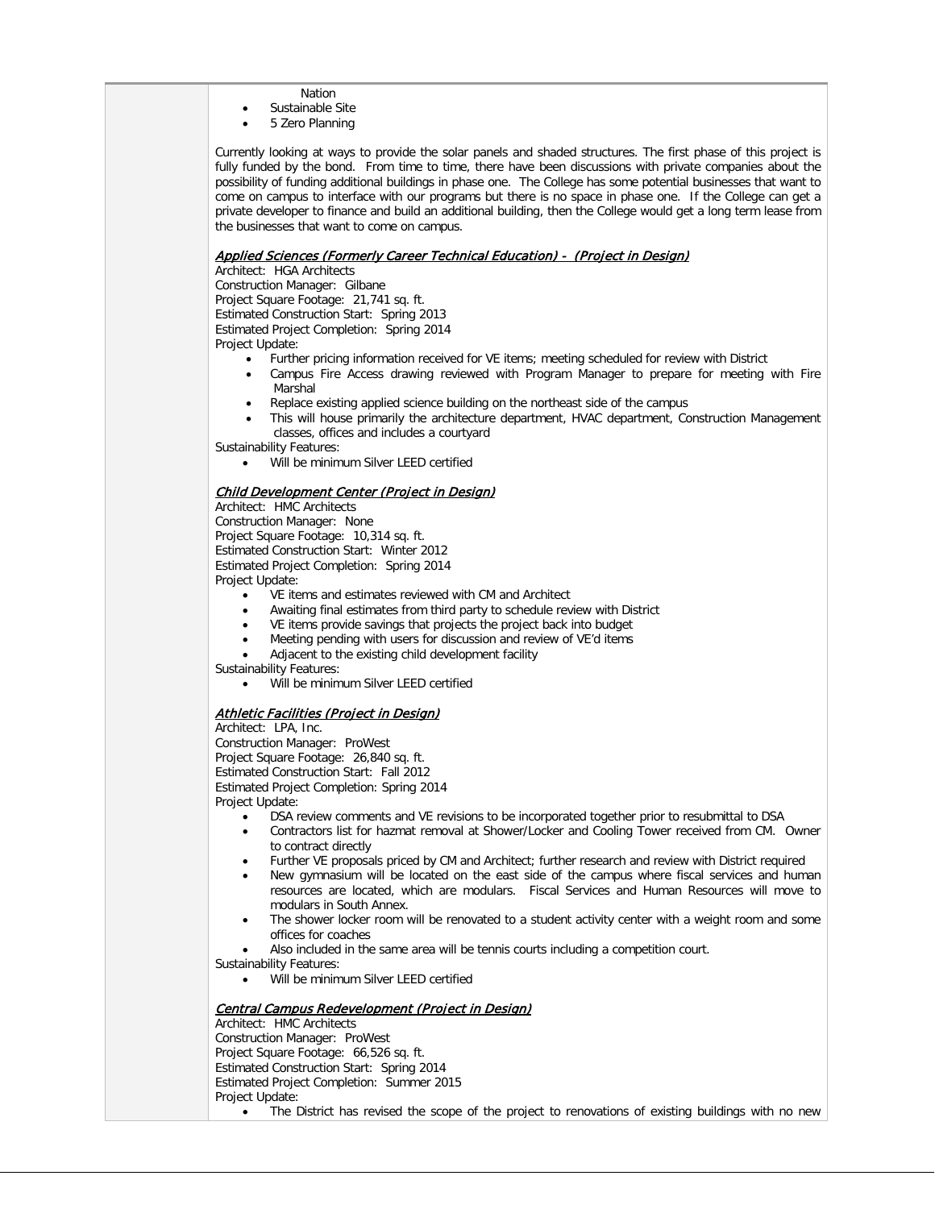Nation

- Sustainable Site
- 5 Zero Planning

Currently looking at ways to provide the solar panels and shaded structures. The first phase of this project is fully funded by the bond. From time to time, there have been discussions with private companies about the possibility of funding additional buildings in phase one. The College has some potential businesses that want to come on campus to interface with our programs but there is no space in phase one. If the College can get a private developer to finance and build an additional building, then the College would get a long term lease from the businesses that want to come on campus.

***Applied Sciences (Formerly Career Technical Education) - (Project in Design)***

Architect: HGA Architects
Construction Manager: Gilbane
Project Square Footage: 21,741 sq. ft.
Estimated Construction Start: Spring 2013
Estimated Project Completion: Spring 2014
Project Update:

- Further pricing information received for VE items; meeting scheduled for review with District
- Campus Fire Access drawing reviewed with Program Manager to prepare for meeting with Fire Marshal
- Replace existing applied science building on the northeast side of the campus
- This will house primarily the architecture department, HVAC department, Construction Management classes, offices and includes a courtyard

Sustainability Features:

- Will be minimum Silver LEED certified

***Child Development Center (Project in Design)***

Architect: HMC Architects
Construction Manager: None
Project Square Footage: 10,314 sq. ft.
Estimated Construction Start: Winter 2012
Estimated Project Completion: Spring 2014
Project Update:

- VE items and estimates reviewed with CM and Architect
- Awaiting final estimates from third party to schedule review with District
- VE items provide savings that projects the project back into budget
- Meeting pending with users for discussion and review of VE'd items
- Adjacent to the existing child development facility

Sustainability Features:

- Will be minimum Silver LEED certified

***Athletic Facilities (Project in Design)***

Architect: LPA, Inc.
Construction Manager: ProWest
Project Square Footage: 26,840 sq. ft.
Estimated Construction Start: Fall 2012
Estimated Project Completion: Spring 2014
Project Update:

- DSA review comments and VE revisions to be incorporated together prior to resubmittal to DSA
- Contractors list for hazmat removal at Shower/Locker and Cooling Tower received from CM. Owner to contract directly
- Further VE proposals priced by CM and Architect; further research and review with District required
- New gymnasium will be located on the east side of the campus where fiscal services and human resources are located, which are modulars. Fiscal Services and Human Resources will move to modulars in South Annex.
- The shower locker room will be renovated to a student activity center with a weight room and some offices for coaches
- Also included in the same area will be tennis courts including a competition court.

Sustainability Features:

- Will be minimum Silver LEED certified

***Central Campus Redevelopment (Project in Design)***

Architect: HMC Architects
Construction Manager: ProWest
Project Square Footage: 66,526 sq. ft.
Estimated Construction Start: Spring 2014
Estimated Project Completion: Summer 2015
Project Update:

- The District has revised the scope of the project to renovations of existing buildings with no new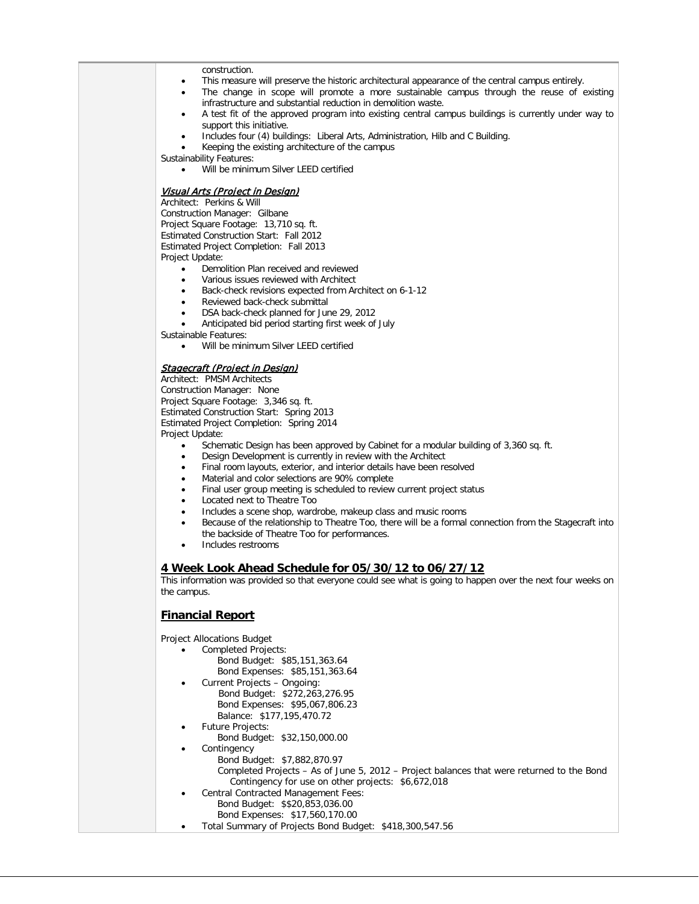construction.

- This measure will preserve the historic architectural appearance of the central campus entirely.
- The change in scope will promote a more sustainable campus through the reuse of existing infrastructure and substantial reduction in demolition waste.
- A test fit of the approved program into existing central campus buildings is currently under way to support this initiative.
- Includes four (4) buildings: Liberal Arts, Administration, Hilb and C Building.
- Keeping the existing architecture of the campus

Sustainability Features:

- Will be minimum Silver LEED certified

***Visual Arts (Project in Design)***

Architect: Perkins & Will
Construction Manager: Gilbane
Project Square Footage: 13,710 sq. ft.
Estimated Construction Start: Fall 2012
Estimated Project Completion: Fall 2013
Project Update:

- Demolition Plan received and reviewed
- Various issues reviewed with Architect
- Back-check revisions expected from Architect on 6-1-12
- Reviewed back-check submittal
- DSA back-check planned for June 29, 2012
- Anticipated bid period starting first week of July

Sustainable Features:

- Will be minimum Silver LEED certified

***Stagecraft (Project in Design)***

Architect: PMSM Architects
Construction Manager: None
Project Square Footage: 3,346 sq. ft.
Estimated Construction Start: Spring 2013
Estimated Project Completion: Spring 2014
Project Update:

- Schematic Design has been approved by Cabinet for a modular building of 3,360 sq. ft.
- Design Development is currently in review with the Architect
- Final room layouts, exterior, and interior details have been resolved
- Material and color selections are 90% complete
- Final user group meeting is scheduled to review current project status
- Located next to Theatre Too
- Includes a scene shop, wardrobe, makeup class and music rooms
- Because of the relationship to Theatre Too, there will be a formal connection from the Stagecraft into the backside of Theatre Too for performances.
- Includes restrooms

## 4 Week Look Ahead Schedule for 05/30/12 to 06/27/12

This information was provided so that everyone could see what is going to happen over the next four weeks on the campus.

## Financial Report

Project Allocations Budget

- Completed Projects:
  - Bond Budget: $85,151,363.64
  - Bond Expenses: $85,151,363.64
- Current Projects – Ongoing:
  - Bond Budget: $272,263,276.95
  - Bond Expenses: $95,067,806.23
  - Balance: $177,195,470.72
- Future Projects:
  - Bond Budget: $32,150,000.00
- Contingency
  - Bond Budget: $7,882,870.97
  - Completed Projects – As of June 5, 2012 – Project balances that were returned to the Bond Contingency for use on other projects: $6,672,018
- Central Contracted Management Fees:
  - Bond Budget: $$20,853,036.00
  - Bond Expenses: $17,560,170.00
- Total Summary of Projects Bond Budget: $418,300,547.56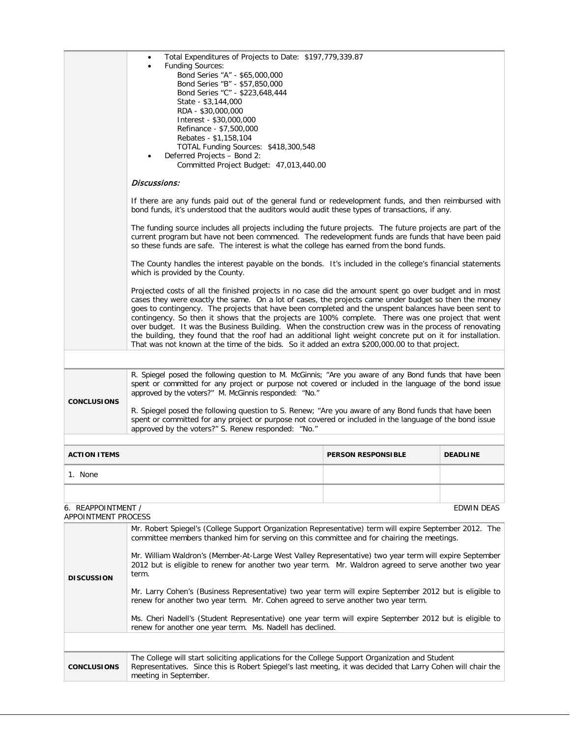| | |
|---|---|
| | • Total Expenditures of Projects to Date: $197,779,339.87<br>• Funding Sources:<br>Bond Series "A" - $65,000,000<br>Bond Series "B" - $57,850,000<br>Bond Series "C" - $223,648,444<br>State - $3,144,000<br>RDA - $30,000,000<br>Interest - $30,000,000<br>Refinance - $7,500,000<br>Rebates - $1,158,104<br>TOTAL Funding Sources: $418,300,548<br>• Deferred Projects – Bond 2:<br>Committed Project Budget: 47,013,440.00<br><br>*Discussions:*<br><br>If there are any funds paid out of the general fund or redevelopment funds, and then reimbursed with bond funds, it's understood that the auditors would audit these types of transactions, if any.<br><br>The funding source includes all projects including the future projects. The future projects are part of the current program but have not been commenced. The redevelopment funds are funds that have been paid so these funds are safe. The interest is what the college has earned from the bond funds.<br><br>The County handles the interest payable on the bonds. It's included in the college's financial statements which is provided by the County.<br><br>Projected costs of all the finished projects in no case did the amount spent go over budget and in most cases they were exactly the same. On a lot of cases, the projects came under budget so then the money goes to contingency. The projects that have been completed and the unspent balances have been sent to contingency. So then it shows that the projects are 100% complete. There was one project that went over budget. It was the Business Building. When the construction crew was in the process of renovating the building, they found that the roof had an additional light weight concrete put on it for installation. That was not known at the time of the bids. So it added an extra $200,000.00 to that project. |
| | |
| **CONCLUSIONS** | R. Spiegel posed the following question to M. McGinnis; "Are you aware of any Bond funds that have been spent or committed for any project or purpose not covered or included in the language of the bond issue approved by the voters?" M. McGinnis responded: "No."<br><br>R. Spiegel posed the following question to S. Renew; "Are you aware of any Bond funds that have been spent or committed for any project or purpose not covered or included in the language of the bond issue approved by the voters?" S. Renew responded: "No." |

| ACTION ITEMS | PERSON RESPONSIBLE | DEADLINE |
|---|---|---|
| 1. None | | |
| | | |

6. REAPPOINTMENT / APPOINTMENT PROCESS — EDWIN DEAS

| | |
|---|---|
| **DISCUSSION** | Mr. Robert Spiegel's (College Support Organization Representative) term will expire September 2012. The committee members thanked him for serving on this committee and for chairing the meetings.<br><br>Mr. William Waldron's (Member-At-Large West Valley Representative) two year term will expire September 2012 but is eligible to renew for another two year term. Mr. Waldron agreed to serve another two year term.<br><br>Mr. Larry Cohen's (Business Representative) two year term will expire September 2012 but is eligible to renew for another two year term. Mr. Cohen agreed to serve another two year term.<br><br>Ms. Cheri Nadell's (Student Representative) one year term will expire September 2012 but is eligible to renew for another one year term. Ms. Nadell has declined. |
| | |
| **CONCLUSIONS** | The College will start soliciting applications for the College Support Organization and Student Representatives. Since this is Robert Spiegel's last meeting, it was decided that Larry Cohen will chair the meeting in September. |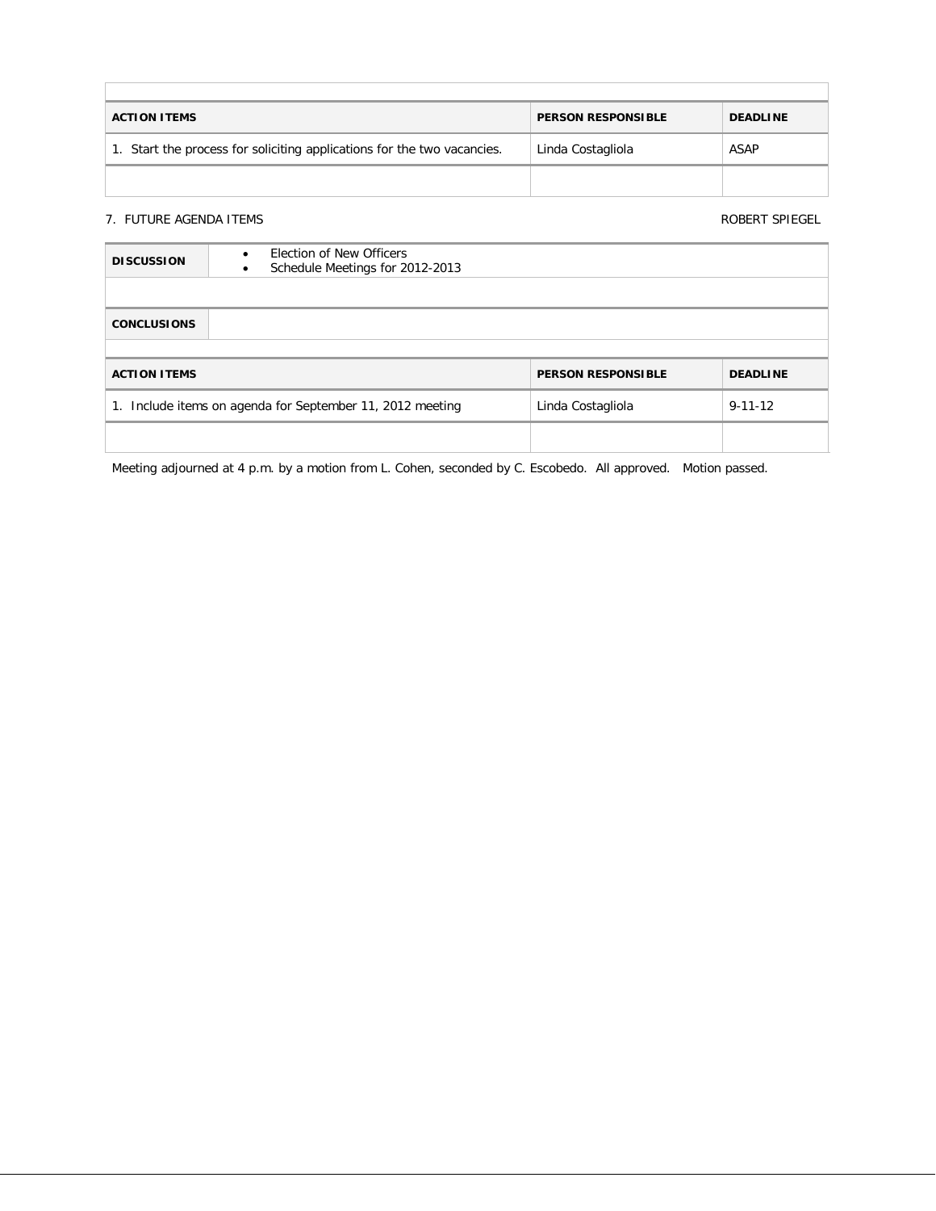| ACTION ITEMS | PERSON RESPONSIBLE | DEADLINE |
|---|---|---|
| 1. Start the process for soliciting applications for the two vacancies. | Linda Costagliola | ASAP |
| | | |

7. FUTURE AGENDA ITEMS — ROBERT SPIEGEL

| | |
|---|---|
| **DISCUSSION** | • Election of New Officers<br>• Schedule Meetings for 2012-2013 |
| **CONCLUSIONS** | |

| ACTION ITEMS | PERSON RESPONSIBLE | DEADLINE |
|---|---|---|
| 1. Include items on agenda for September 11, 2012 meeting | Linda Costagliola | 9-11-12 |
| | | |

Meeting adjourned at 4 p.m. by a motion from L. Cohen, seconded by C. Escobedo. All approved. Motion passed.